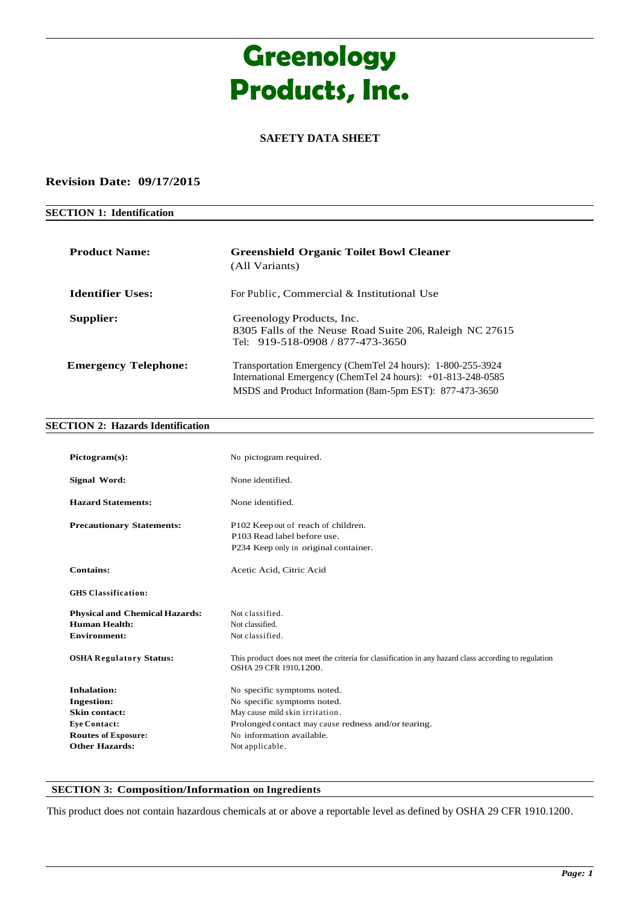# Greenology Products, Inc.

## SAFETY DATA SHEET

**Revision Date: 09/17/2015**

### SECTION 1: Identification

| | |
|---|---|
| **Product Name:** | **Greenshield Organic Toilet Bowl Cleaner** (All Variants) |
| **Identifier Uses:** | For Public, Commercial & Institutional Use |
| **Supplier:** | Greenology Products, Inc.<br>8305 Falls of the Neuse Road Suite 206, Raleigh NC 27615<br>Tel: 919-518-0908 / 877-473-3650 |
| **Emergency Telephone:** | Transportation Emergency (ChemTel 24 hours): 1-800-255-3924<br>International Emergency (ChemTel 24 hours): +01-813-248-0585<br>MSDS and Product Information (8am-5pm EST): 877-473-3650 |

### SECTION 2: Hazards Identification

| | |
|---|---|
| **Pictogram(s):** | No pictogram required. |
| **Signal Word:** | None identified. |
| **Hazard Statements:** | None identified. |
| **Precautionary Statements:** | P102 Keep out of reach of children.<br>P103 Read label before use.<br>P234 Keep only in original container. |
| **Contains:** | Acetic Acid, Citric Acid |

**GHS Classification:**

| | |
|---|---|
| **Physical and Chemical Hazards:** | Not classified. |
| **Human Health:** | Not classified. |
| **Environment:** | Not classified. |
| **OSHA Regulatory Status:** | This product does not meet the criteria for classification in any hazard class according to regulation OSHA 29 CFR 1910.1200. |

| | |
|---|---|
| **Inhalation:** | No specific symptoms noted. |
| **Ingestion:** | No specific symptoms noted. |
| **Skin contact:** | May cause mild skin irritation. |
| **Eye Contact:** | Prolonged contact may cause redness and/or tearing. |
| **Routes of Exposure:** | No information available. |
| **Other Hazards:** | Not applicable. |

### SECTION 3: Composition/Information on Ingredients

This product does not contain hazardous chemicals at or above a reportable level as defined by OSHA 29 CFR 1910.1200.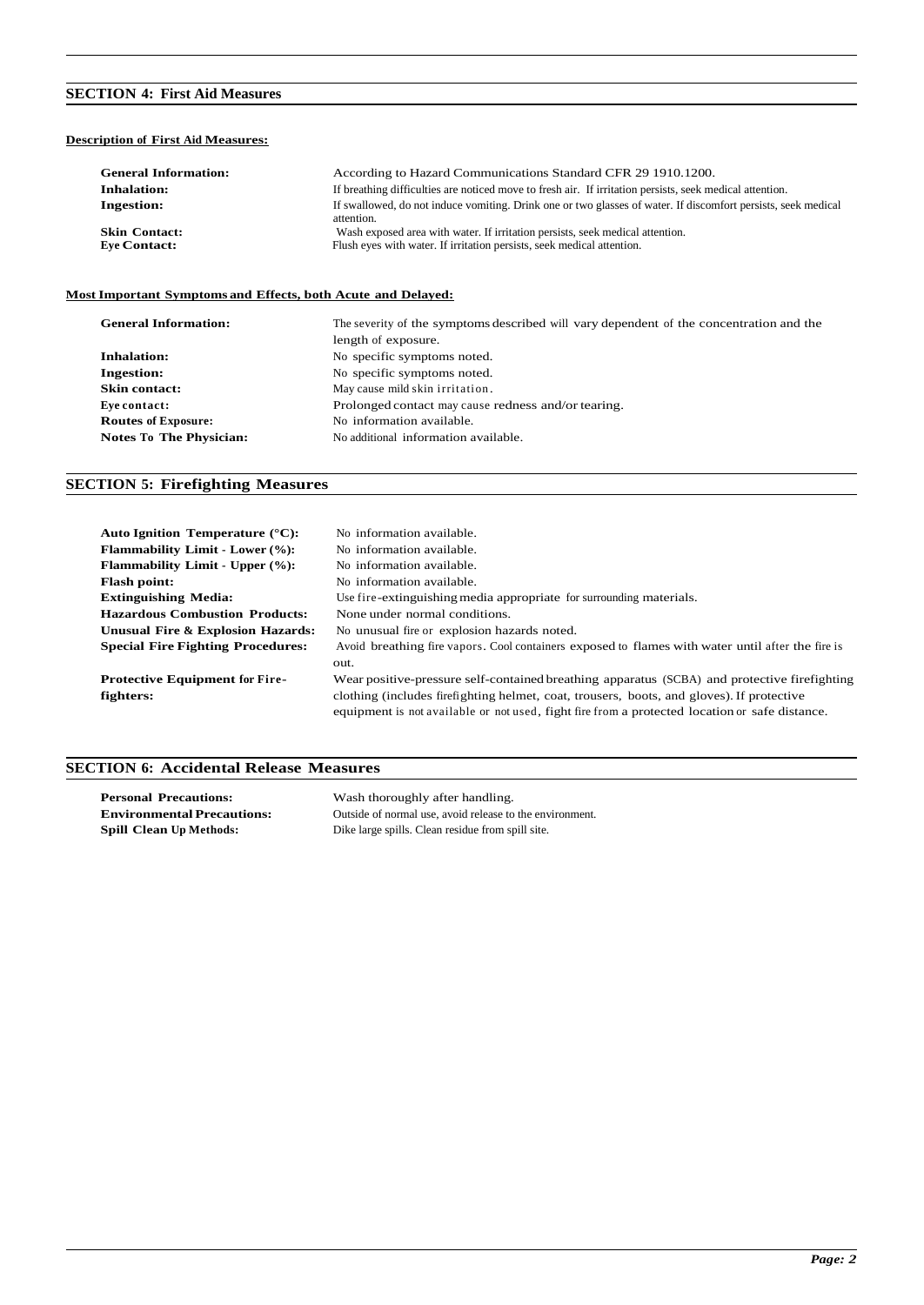## SECTION 4: First Aid Measures

**Description of First Aid Measures:**

| | |
|---|---|
| **General Information:** | According to Hazard Communications Standard CFR 29 1910.1200. |
| **Inhalation:** | If breathing difficulties are noticed move to fresh air. If irritation persists, seek medical attention. |
| **Ingestion:** | If swallowed, do not induce vomiting. Drink one or two glasses of water. If discomfort persists, seek medical attention. |
| **Skin Contact:** | Wash exposed area with water. If irritation persists, seek medical attention. |
| **Eye Contact:** | Flush eyes with water. If irritation persists, seek medical attention. |

**Most Important Symptoms and Effects, both Acute and Delayed:**

| | |
|---|---|
| **General Information:** | The severity of the symptoms described will vary dependent of the concentration and the length of exposure. |
| **Inhalation:** | No specific symptoms noted. |
| **Ingestion:** | No specific symptoms noted. |
| **Skin contact:** | May cause mild skin irritation. |
| **Eye contact:** | Prolonged contact may cause redness and/or tearing. |
| **Routes of Exposure:** | No information available. |
| **Notes To The Physician:** | No additional information available. |

## SECTION 5: Firefighting Measures

| | |
|---|---|
| **Auto Ignition Temperature (°C):** | No information available. |
| **Flammability Limit - Lower (%):** | No information available. |
| **Flammability Limit - Upper (%):** | No information available. |
| **Flash point:** | No information available. |
| **Extinguishing Media:** | Use fire-extinguishing media appropriate for surrounding materials. |
| **Hazardous Combustion Products:** | None under normal conditions. |
| **Unusual Fire & Explosion Hazards:** | No unusual fire or explosion hazards noted. |
| **Special Fire Fighting Procedures:** | Avoid breathing fire vapors. Cool containers exposed to flames with water until after the fire is out. |
| **Protective Equipment for Fire-fighters:** | Wear positive-pressure self-contained breathing apparatus (SCBA) and protective firefighting clothing (includes firefighting helmet, coat, trousers, boots, and gloves). If protective equipment is not available or not used, fight fire from a protected location or safe distance. |

## SECTION 6: Accidental Release Measures

| | |
|---|---|
| **Personal Precautions:** | Wash thoroughly after handling. |
| **Environmental Precautions:** | Outside of normal use, avoid release to the environment. |
| **Spill Clean Up Methods:** | Dike large spills. Clean residue from spill site. |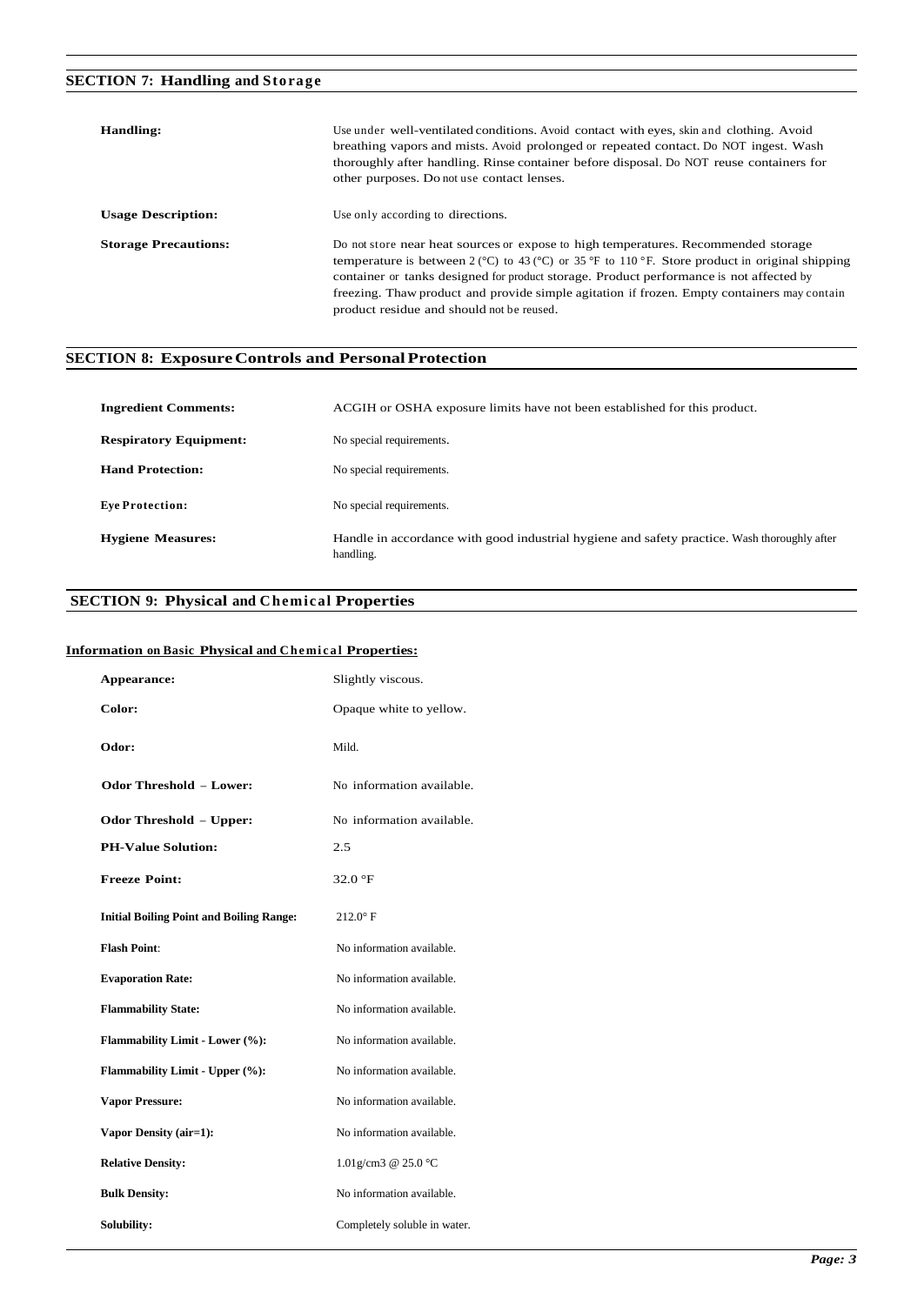## SECTION 7: Handling and Storage

| | |
|---|---|
| **Handling:** | Use under well-ventilated conditions. Avoid contact with eyes, skin and clothing. Avoid breathing vapors and mists. Avoid prolonged or repeated contact. Do NOT ingest. Wash thoroughly after handling. Rinse container before disposal. Do NOT reuse containers for other purposes. Do not use contact lenses. |
| **Usage Description:** | Use only according to directions. |
| **Storage Precautions:** | Do not store near heat sources or expose to high temperatures. Recommended storage temperature is between 2 (°C) to 43 (°C) or 35 °F to 110 °F. Store product in original shipping container or tanks designed for product storage. Product performance is not affected by freezing. Thaw product and provide simple agitation if frozen. Empty containers may contain product residue and should not be reused. |

## SECTION 8: Exposure Controls and Personal Protection

| | |
|---|---|
| **Ingredient Comments:** | ACGIH or OSHA exposure limits have not been established for this product. |
| **Respiratory Equipment:** | No special requirements. |
| **Hand Protection:** | No special requirements. |
| **Eye Protection:** | No special requirements. |
| **Hygiene Measures:** | Handle in accordance with good industrial hygiene and safety practice. Wash thoroughly after handling. |

## SECTION 9: Physical and Chemical Properties

**Information on Basic Physical and Chemical Properties:**

| | |
|---|---|
| **Appearance:** | Slightly viscous. |
| **Color:** | Opaque white to yellow. |
| **Odor:** | Mild. |
| **Odor Threshold – Lower:** | No information available. |
| **Odor Threshold – Upper:** | No information available. |
| **PH-Value Solution:** | 2.5 |
| **Freeze Point:** | 32.0 °F |
| **Initial Boiling Point and Boiling Range:** | 212.0° F |
| **Flash Point:** | No information available. |
| **Evaporation Rate:** | No information available. |
| **Flammability State:** | No information available. |
| **Flammability Limit - Lower (%):** | No information available. |
| **Flammability Limit - Upper (%):** | No information available. |
| **Vapor Pressure:** | No information available. |
| **Vapor Density (air=1):** | No information available. |
| **Relative Density:** | 1.01g/cm3 @ 25.0 °C |
| **Bulk Density:** | No information available. |
| **Solubility:** | Completely soluble in water. |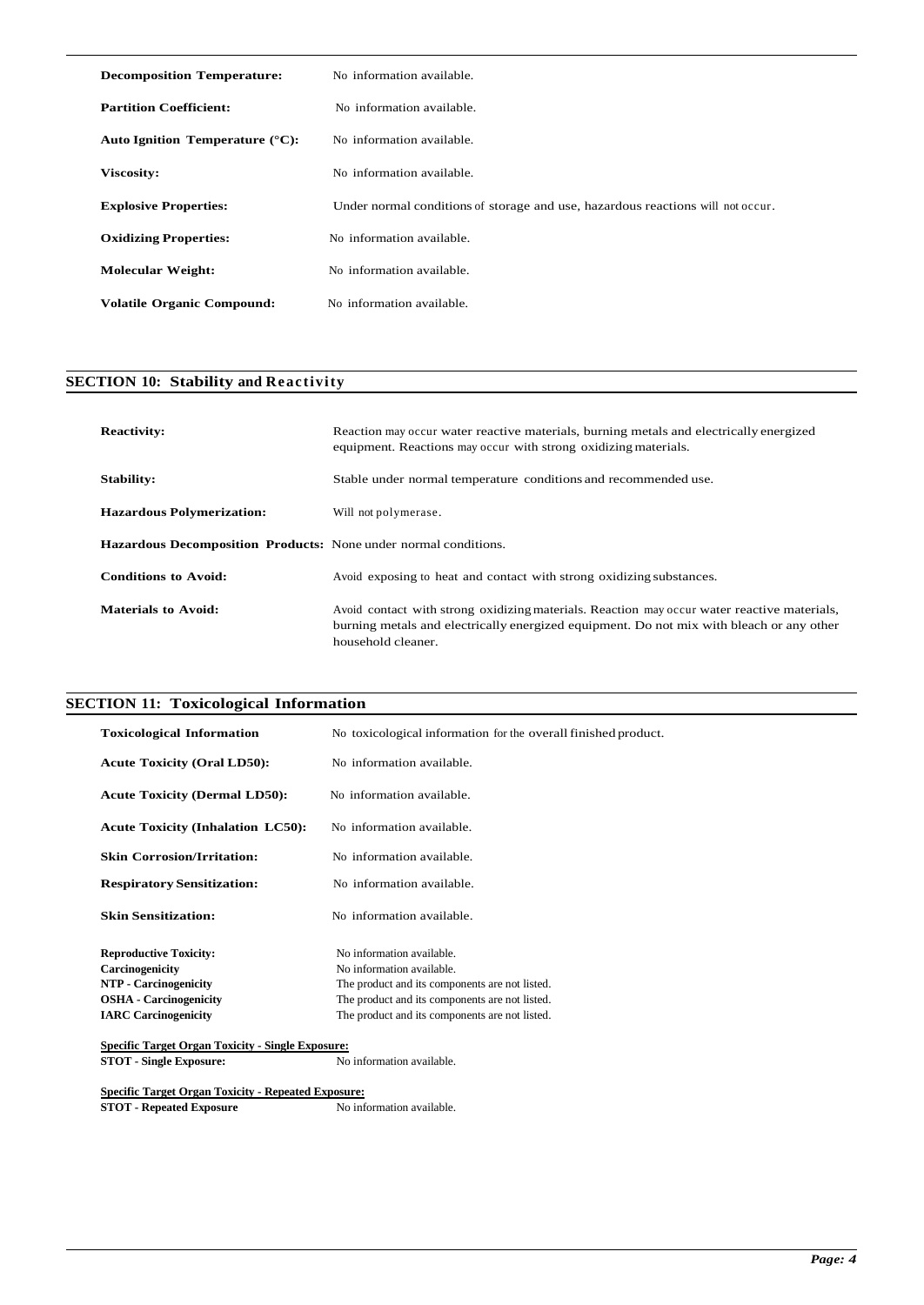| | |
|---|---|
| **Decomposition Temperature:** | No information available. |
| **Partition Coefficient:** | No information available. |
| **Auto Ignition Temperature (°C):** | No information available. |
| **Viscosity:** | No information available. |
| **Explosive Properties:** | Under normal conditions of storage and use, hazardous reactions will not occur. |
| **Oxidizing Properties:** | No information available. |
| **Molecular Weight:** | No information available. |
| **Volatile Organic Compound:** | No information available. |

## SECTION 10: Stability and Reactivity

| | |
|---|---|
| **Reactivity:** | Reaction may occur water reactive materials, burning metals and electrically energized equipment. Reactions may occur with strong oxidizing materials. |
| **Stability:** | Stable under normal temperature conditions and recommended use. |
| **Hazardous Polymerization:** | Will not polymerase. |
| **Hazardous Decomposition Products:** | None under normal conditions. |
| **Conditions to Avoid:** | Avoid exposing to heat and contact with strong oxidizing substances. |
| **Materials to Avoid:** | Avoid contact with strong oxidizing materials. Reaction may occur water reactive materials, burning metals and electrically energized equipment. Do not mix with bleach or any other household cleaner. |

## SECTION 11: Toxicological Information

| | |
|---|---|
| **Toxicological Information** | No toxicological information for the overall finished product. |
| **Acute Toxicity (Oral LD50):** | No information available. |
| **Acute Toxicity (Dermal LD50):** | No information available. |
| **Acute Toxicity (Inhalation LC50):** | No information available. |
| **Skin Corrosion/Irritation:** | No information available. |
| **Respiratory Sensitization:** | No information available. |
| **Skin Sensitization:** | No information available. |
| **Reproductive Toxicity:** | No information available. |
| **Carcinogenicity** | No information available. |
| **NTP - Carcinogenicity** | The product and its components are not listed. |
| **OSHA - Carcinogenicity** | The product and its components are not listed. |
| **IARC Carcinogenicity** | The product and its components are not listed. |

**Specific Target Organ Toxicity - Single Exposure:**

**STOT - Single Exposure:** No information available.

**Specific Target Organ Toxicity - Repeated Exposure:**

**STOT - Repeated Exposure** No information available.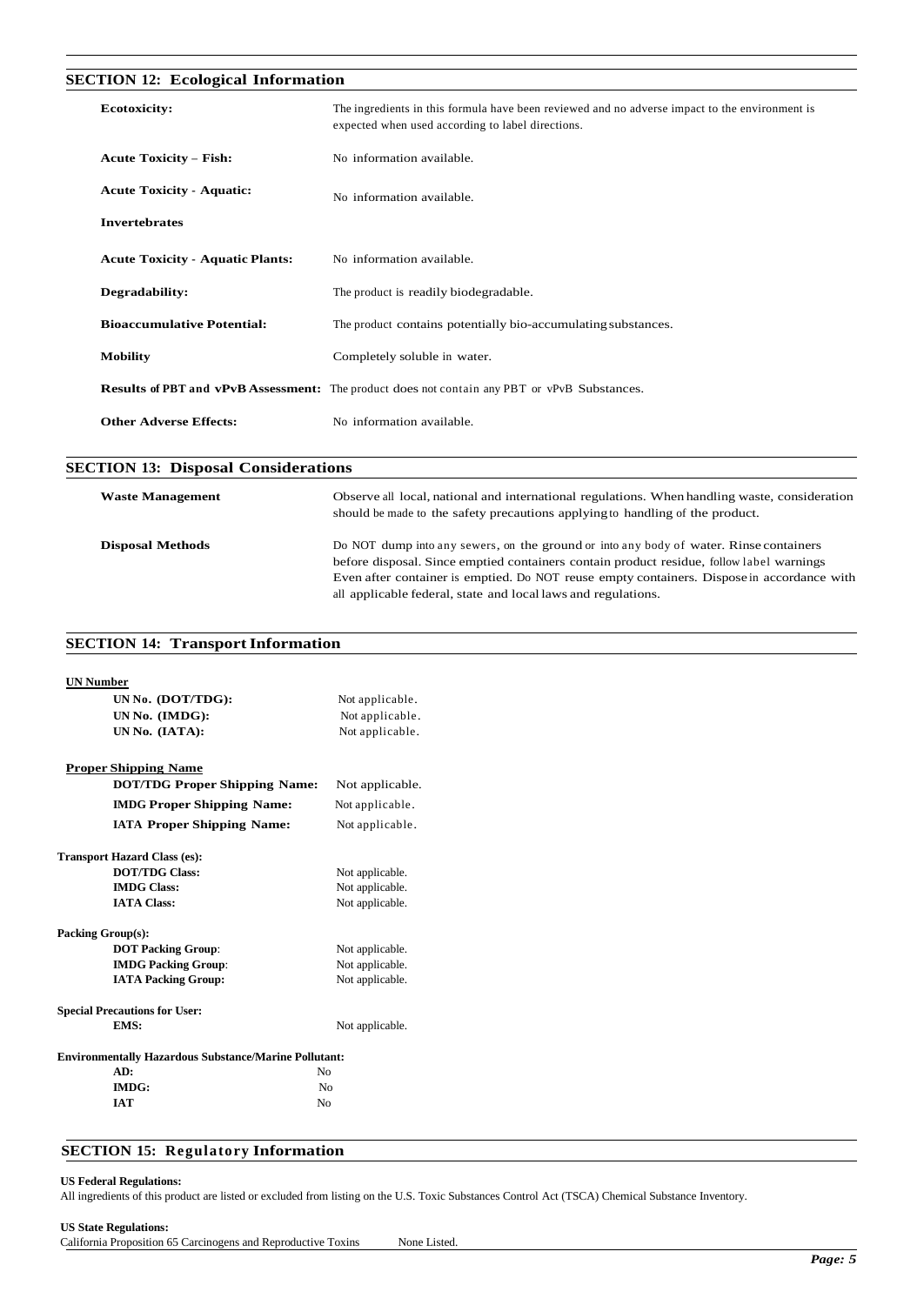## SECTION 12: Ecological Information

| | |
|---|---|
| **Ecotoxicity:** | The ingredients in this formula have been reviewed and no adverse impact to the environment is expected when used according to label directions. |
| **Acute Toxicity – Fish:** | No information available. |
| **Acute Toxicity - Aquatic: Invertebrates** | No information available. |
| **Acute Toxicity - Aquatic Plants:** | No information available. |
| **Degradability:** | The product is readily biodegradable. |
| **Bioaccumulative Potential:** | The product contains potentially bio-accumulating substances. |
| **Mobility** | Completely soluble in water. |
| **Results of PBT and vPvB Assessment:** | The product does not contain any PBT or vPvB Substances. |
| **Other Adverse Effects:** | No information available. |

## SECTION 13: Disposal Considerations

| | |
|---|---|
| **Waste Management** | Observe all local, national and international regulations. When handling waste, consideration should be made to the safety precautions applying to handling of the product. |
| **Disposal Methods** | Do NOT dump into any sewers, on the ground or into any body of water. Rinse containers before disposal. Since emptied containers contain product residue, follow label warnings Even after container is emptied. Do NOT reuse empty containers. Dispose in accordance with all applicable federal, state and local laws and regulations. |

## SECTION 14: Transport Information

**UN Number**

| | |
|---|---|
| **UN No. (DOT/TDG):** | Not applicable. |
| **UN No. (IMDG):** | Not applicable. |
| **UN No. (IATA):** | Not applicable. |

**Proper Shipping Name**

| | |
|---|---|
| **DOT/TDG Proper Shipping Name:** | Not applicable. |
| **IMDG Proper Shipping Name:** | Not applicable. |
| **IATA Proper Shipping Name:** | Not applicable. |

**Transport Hazard Class (es):**

| | |
|---|---|
| **DOT/TDG Class:** | Not applicable. |
| **IMDG Class:** | Not applicable. |
| **IATA Class:** | Not applicable. |

**Packing Group(s):**

| | |
|---|---|
| **DOT Packing Group:** | Not applicable. |
| **IMDG Packing Group:** | Not applicable. |
| **IATA Packing Group:** | Not applicable. |

**Special Precautions for User:**

| | |
|---|---|
| **EMS:** | Not applicable. |

**Environmentally Hazardous Substance/Marine Pollutant:**

| | |
|---|---|
| **AD:** | No |
| **IMDG:** | No |
| **IAT** | No |

## SECTION 15: Regulatory Information

**US Federal Regulations:**

All ingredients of this product are listed or excluded from listing on the U.S. Toxic Substances Control Act (TSCA) Chemical Substance Inventory.

**US State Regulations:**

California Proposition 65 Carcinogens and Reproductive Toxins None Listed.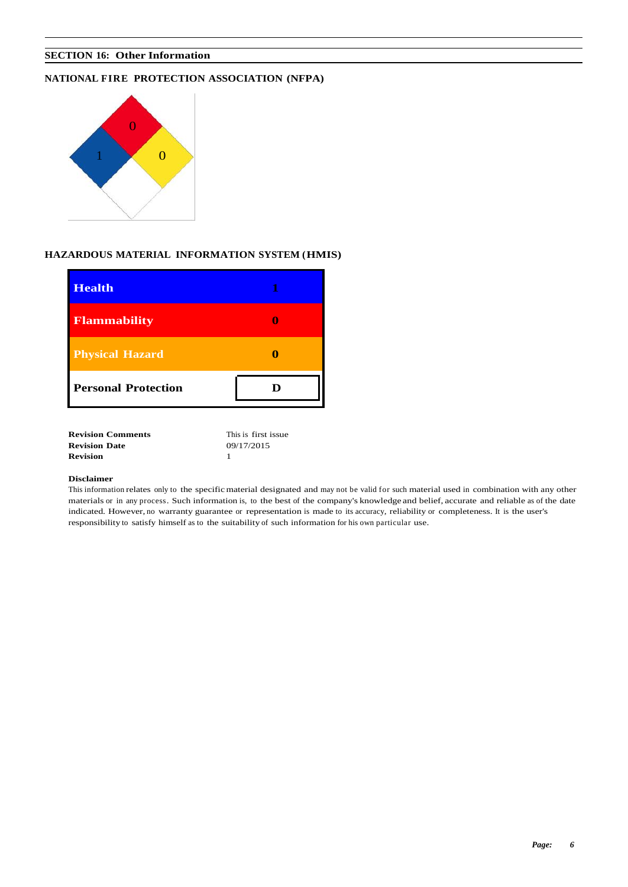## SECTION 16: Other Information

### NATIONAL FIRE PROTECTION ASSOCIATION (NFPA)

0

1

0

### HAZARDOUS MATERIAL INFORMATION SYSTEM (HMIS)

| | |
|---|---|
| **Health** | **1** |
| **Flammability** | **0** |
| **Physical Hazard** | **0** |
| **Personal Protection** | **D** |

| | |
|---|---|
| **Revision Comments** | This is first issue |
| **Revision Date** | 09/17/2015 |
| **Revision** | 1 |

**Disclaimer**

This information relates only to the specific material designated and may not be valid for such material used in combination with any other materials or in any process. Such information is, to the best of the company's knowledge and belief, accurate and reliable as of the date indicated. However, no warranty guarantee or representation is made to its accuracy, reliability or completeness. It is the user's responsibility to satisfy himself as to the suitability of such information for his own particular use.